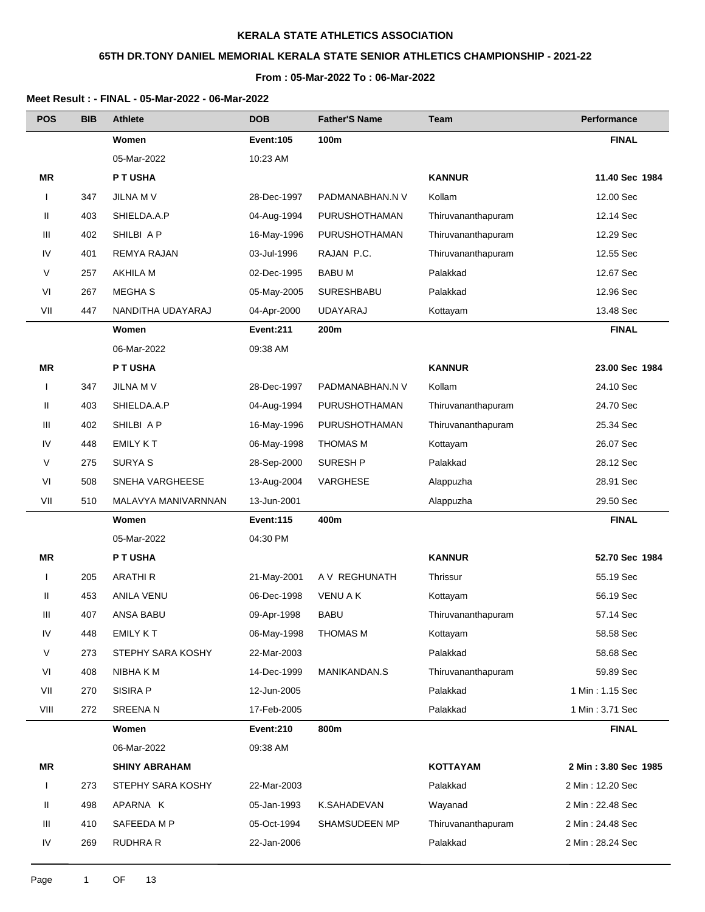**KERALA STATE ATHLETICS ASSOCIATION**

**65TH DR.TONY DANIEL MEMORIAL KERALA STATE SENIOR ATHLETICS CHAMPIONSHIP - 2021-22**

**From : 05-Mar-2022 To : 06-Mar-2022**

**Meet Result : - FINAL - 05-Mar-2022 - 06-Mar-2022**

| POS | BIB | Athlete | DOB | Father'S Name | Team | Performance |
|---|---|---|---|---|---|---|
| | | **Women** | **Event:105** | **100m** | | **FINAL** |
| | | 05-Mar-2022 | 10:23 AM | | | |
| **MR** | | **P T USHA** | | | **KANNUR** | **11.40 Sec 1984** |
| I | 347 | JILNA M V | 28-Dec-1997 | PADMANABHAN.N V | Kollam | 12.00 Sec |
| II | 403 | SHIELDA.A.P | 04-Aug-1994 | PURUSHOTHAMAN | Thiruvananthapuram | 12.14 Sec |
| III | 402 | SHILBI A P | 16-May-1996 | PURUSHOTHAMAN | Thiruvananthapuram | 12.29 Sec |
| IV | 401 | REMYA RAJAN | 03-Jul-1996 | RAJAN P.C. | Thiruvananthapuram | 12.55 Sec |
| V | 257 | AKHILA M | 02-Dec-1995 | BABU M | Palakkad | 12.67 Sec |
| VI | 267 | MEGHA S | 05-May-2005 | SURESHBABU | Palakkad | 12.96 Sec |
| VII | 447 | NANDITHA UDAYARAJ | 04-Apr-2000 | UDAYARAJ | Kottayam | 13.48 Sec |
| | | **Women** | **Event:211** | **200m** | | **FINAL** |
| | | 06-Mar-2022 | 09:38 AM | | | |
| **MR** | | **P T USHA** | | | **KANNUR** | **23.00 Sec 1984** |
| I | 347 | JILNA M V | 28-Dec-1997 | PADMANABHAN.N V | Kollam | 24.10 Sec |
| II | 403 | SHIELDA.A.P | 04-Aug-1994 | PURUSHOTHAMAN | Thiruvananthapuram | 24.70 Sec |
| III | 402 | SHILBI A P | 16-May-1996 | PURUSHOTHAMAN | Thiruvananthapuram | 25.34 Sec |
| IV | 448 | EMILY K T | 06-May-1998 | THOMAS M | Kottayam | 26.07 Sec |
| V | 275 | SURYA S | 28-Sep-2000 | SURESH P | Palakkad | 28.12 Sec |
| VI | 508 | SNEHA VARGHEESE | 13-Aug-2004 | VARGHESE | Alappuzha | 28.91 Sec |
| VII | 510 | MALAVYA MANIVARNNAN | 13-Jun-2001 | | Alappuzha | 29.50 Sec |
| | | **Women** | **Event:115** | **400m** | | **FINAL** |
| | | 05-Mar-2022 | 04:30 PM | | | |
| **MR** | | **P T USHA** | | | **KANNUR** | **52.70 Sec 1984** |
| I | 205 | ARATHI R | 21-May-2001 | A V REGHUNATH | Thrissur | 55.19 Sec |
| II | 453 | ANILA VENU | 06-Dec-1998 | VENU A K | Kottayam | 56.19 Sec |
| III | 407 | ANSA BABU | 09-Apr-1998 | BABU | Thiruvananthapuram | 57.14 Sec |
| IV | 448 | EMILY K T | 06-May-1998 | THOMAS M | Kottayam | 58.58 Sec |
| V | 273 | STEPHY SARA KOSHY | 22-Mar-2003 | | Palakkad | 58.68 Sec |
| VI | 408 | NIBHA K M | 14-Dec-1999 | MANIKANDAN.S | Thiruvananthapuram | 59.89 Sec |
| VII | 270 | SISIRA P | 12-Jun-2005 | | Palakkad | 1 Min : 1.15 Sec |
| VIII | 272 | SREENA N | 17-Feb-2005 | | Palakkad | 1 Min : 3.71 Sec |
| | | **Women** | **Event:210** | **800m** | | **FINAL** |
| | | 06-Mar-2022 | 09:38 AM | | | |
| **MR** | | **SHINY ABRAHAM** | | | **KOTTAYAM** | **2 Min : 3.80 Sec 1985** |
| I | 273 | STEPHY SARA KOSHY | 22-Mar-2003 | | Palakkad | 2 Min : 12.20 Sec |
| II | 498 | APARNA K | 05-Jan-1993 | K.SAHADEVAN | Wayanad | 2 Min : 22.48 Sec |
| III | 410 | SAFEEDA M P | 05-Oct-1994 | SHAMSUDEEN MP | Thiruvananthapuram | 2 Min : 24.48 Sec |
| IV | 269 | RUDHRA R | 22-Jan-2006 | | Palakkad | 2 Min : 28.24 Sec |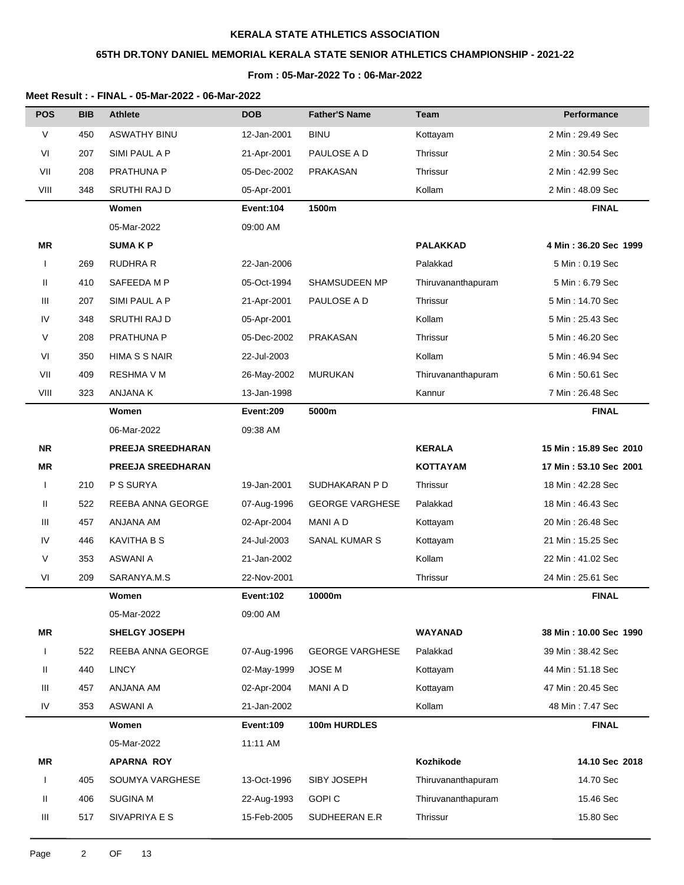**KERALA STATE ATHLETICS ASSOCIATION**

**65TH DR.TONY DANIEL MEMORIAL KERALA STATE SENIOR ATHLETICS CHAMPIONSHIP - 2021-22**

**From : 05-Mar-2022 To : 06-Mar-2022**

**Meet Result : - FINAL - 05-Mar-2022 - 06-Mar-2022**

| POS | BIB | Athlete | DOB | Father'S Name | Team | Performance |
|---|---|---|---|---|---|---|
| V | 450 | ASWATHY BINU | 12-Jan-2001 | BINU | Kottayam | 2 Min : 29.49 Sec |
| VI | 207 | SIMI PAUL A P | 21-Apr-2001 | PAULOSE A D | Thrissur | 2 Min : 30.54 Sec |
| VII | 208 | PRATHUNA P | 05-Dec-2002 | PRAKASAN | Thrissur | 2 Min : 42.99 Sec |
| VIII | 348 | SRUTHI RAJ D | 05-Apr-2001 | | Kollam | 2 Min : 48.09 Sec |
| | | **Women** | **Event:104** | **1500m** | | **FINAL** |
| | | 05-Mar-2022 | 09:00 AM | | | |
| **MR** | | **SUMA K P** | | | **PALAKKAD** | **4 Min : 36.20 Sec 1999** |
| I | 269 | RUDHRA R | 22-Jan-2006 | | Palakkad | 5 Min : 0.19 Sec |
| II | 410 | SAFEEDA M P | 05-Oct-1994 | SHAMSUDEEN MP | Thiruvananthapuram | 5 Min : 6.79 Sec |
| III | 207 | SIMI PAUL A P | 21-Apr-2001 | PAULOSE A D | Thrissur | 5 Min : 14.70 Sec |
| IV | 348 | SRUTHI RAJ D | 05-Apr-2001 | | Kollam | 5 Min : 25.43 Sec |
| V | 208 | PRATHUNA P | 05-Dec-2002 | PRAKASAN | Thrissur | 5 Min : 46.20 Sec |
| VI | 350 | HIMA S S NAIR | 22-Jul-2003 | | Kollam | 5 Min : 46.94 Sec |
| VII | 409 | RESHMA V M | 26-May-2002 | MURUKAN | Thiruvananthapuram | 6 Min : 50.61 Sec |
| VIII | 323 | ANJANA K | 13-Jan-1998 | | Kannur | 7 Min : 26.48 Sec |
| | | **Women** | **Event:209** | **5000m** | | **FINAL** |
| | | 06-Mar-2022 | 09:38 AM | | | |
| **NR** | | **PREEJA SREEDHARAN** | | | **KERALA** | **15 Min : 15.89 Sec 2010** |
| **MR** | | **PREEJA SREEDHARAN** | | | **KOTTAYAM** | **17 Min : 53.10 Sec 2001** |
| I | 210 | P S SURYA | 19-Jan-2001 | SUDHAKARAN P D | Thrissur | 18 Min : 42.28 Sec |
| II | 522 | REEBA ANNA GEORGE | 07-Aug-1996 | GEORGE VARGHESE | Palakkad | 18 Min : 46.43 Sec |
| III | 457 | ANJANA AM | 02-Apr-2004 | MANI A D | Kottayam | 20 Min : 26.48 Sec |
| IV | 446 | KAVITHA B S | 24-Jul-2003 | SANAL KUMAR S | Kottayam | 21 Min : 15.25 Sec |
| V | 353 | ASWANI A | 21-Jan-2002 | | Kollam | 22 Min : 41.02 Sec |
| VI | 209 | SARANYA.M.S | 22-Nov-2001 | | Thrissur | 24 Min : 25.61 Sec |
| | | **Women** | **Event:102** | **10000m** | | **FINAL** |
| | | 05-Mar-2022 | 09:00 AM | | | |
| **MR** | | **SHELGY JOSEPH** | | | **WAYANAD** | **38 Min : 10.00 Sec 1990** |
| I | 522 | REEBA ANNA GEORGE | 07-Aug-1996 | GEORGE VARGHESE | Palakkad | 39 Min : 38.42 Sec |
| II | 440 | LINCY | 02-May-1999 | JOSE M | Kottayam | 44 Min : 51.18 Sec |
| III | 457 | ANJANA AM | 02-Apr-2004 | MANI A D | Kottayam | 47 Min : 20.45 Sec |
| IV | 353 | ASWANI A | 21-Jan-2002 | | Kollam | 48 Min : 7.47 Sec |
| | | **Women** | **Event:109** | **100m HURDLES** | | **FINAL** |
| | | 05-Mar-2022 | 11:11 AM | | | |
| **MR** | | **APARNA ROY** | | | **Kozhikode** | **14.10 Sec 2018** |
| I | 405 | SOUMYA VARGHESE | 13-Oct-1996 | SIBY JOSEPH | Thiruvananthapuram | 14.70 Sec |
| II | 406 | SUGINA M | 22-Aug-1993 | GOPI C | Thiruvananthapuram | 15.46 Sec |
| III | 517 | SIVAPRIYA E S | 15-Feb-2005 | SUDHEERAN E.R | Thrissur | 15.80 Sec |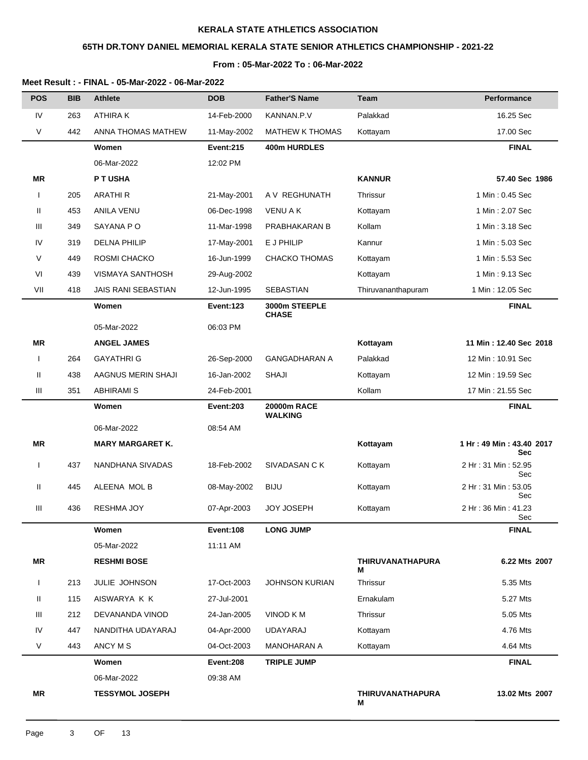**KERALA STATE ATHLETICS ASSOCIATION**

**65TH DR.TONY DANIEL MEMORIAL KERALA STATE SENIOR ATHLETICS CHAMPIONSHIP - 2021-22**

**From : 05-Mar-2022 To : 06-Mar-2022**

**Meet Result : - FINAL - 05-Mar-2022 - 06-Mar-2022**

| POS | BIB | Athlete | DOB | Father'S Name | Team | Performance |
|---|---|---|---|---|---|---|
| IV | 263 | ATHIRA K | 14-Feb-2000 | KANNAN.P.V | Palakkad | 16.25 Sec |
| V | 442 | ANNA THOMAS MATHEW | 11-May-2002 | MATHEW K THOMAS | Kottayam | 17.00 Sec |
| | | **Women** | **Event:215** | **400m HURDLES** | | **FINAL** |
| | | 06-Mar-2022 | 12:02 PM | | | |
| **MR** | | **P T USHA** | | | **KANNUR** | **57.40 Sec 1986** |
| I | 205 | ARATHI R | 21-May-2001 | A V REGHUNATH | Thrissur | 1 Min : 0.45 Sec |
| II | 453 | ANILA VENU | 06-Dec-1998 | VENU A K | Kottayam | 1 Min : 2.07 Sec |
| III | 349 | SAYANA P O | 11-Mar-1998 | PRABHAKARAN B | Kollam | 1 Min : 3.18 Sec |
| IV | 319 | DELNA PHILIP | 17-May-2001 | E J PHILIP | Kannur | 1 Min : 5.03 Sec |
| V | 449 | ROSMI CHACKO | 16-Jun-1999 | CHACKO THOMAS | Kottayam | 1 Min : 5.53 Sec |
| VI | 439 | VISMAYA SANTHOSH | 29-Aug-2002 | | Kottayam | 1 Min : 9.13 Sec |
| VII | 418 | JAIS RANI SEBASTIAN | 12-Jun-1995 | SEBASTIAN | Thiruvananthapuram | 1 Min : 12.05 Sec |
| | | **Women** | **Event:123** | **3000m STEEPLE CHASE** | | **FINAL** |
| | | 05-Mar-2022 | 06:03 PM | | | |
| **MR** | | **ANGEL JAMES** | | | **Kottayam** | **11 Min : 12.40 Sec 2018** |
| I | 264 | GAYATHRI G | 26-Sep-2000 | GANGADHARAN A | Palakkad | 12 Min : 10.91 Sec |
| II | 438 | AAGNUS MERIN SHAJI | 16-Jan-2002 | SHAJI | Kottayam | 12 Min : 19.59 Sec |
| III | 351 | ABHIRAMI S | 24-Feb-2001 | | Kollam | 17 Min : 21.55 Sec |
| | | **Women** | **Event:203** | **20000m RACE WALKING** | | **FINAL** |
| | | 06-Mar-2022 | 08:54 AM | | | |
| **MR** | | **MARY MARGARET K.** | | | **Kottayam** | **1 Hr : 49 Min : 43.40 Sec 2017** |
| I | 437 | NANDHANA SIVADAS | 18-Feb-2002 | SIVADASAN C K | Kottayam | 2 Hr : 31 Min : 52.95 Sec |
| II | 445 | ALEENA MOL B | 08-May-2002 | BIJU | Kottayam | 2 Hr : 31 Min : 53.05 Sec |
| III | 436 | RESHMA JOY | 07-Apr-2003 | JOY JOSEPH | Kottayam | 2 Hr : 36 Min : 41.23 Sec |
| | | **Women** | **Event:108** | **LONG JUMP** | | **FINAL** |
| | | 05-Mar-2022 | 11:11 AM | | | |
| **MR** | | **RESHMI BOSE** | | | **THIRUVANATHAPURAM** | **6.22 Mts 2007** |
| I | 213 | JULIE JOHNSON | 17-Oct-2003 | JOHNSON KURIAN | Thrissur | 5.35 Mts |
| II | 115 | AISWARYA K K | 27-Jul-2001 | | Ernakulam | 5.27 Mts |
| III | 212 | DEVANANDA VINOD | 24-Jan-2005 | VINOD K M | Thrissur | 5.05 Mts |
| IV | 447 | NANDITHA UDAYARAJ | 04-Apr-2000 | UDAYARAJ | Kottayam | 4.76 Mts |
| V | 443 | ANCY M S | 04-Oct-2003 | MANOHARAN A | Kottayam | 4.64 Mts |
| | | **Women** | **Event:208** | **TRIPLE JUMP** | | **FINAL** |
| | | 06-Mar-2022 | 09:38 AM | | | |
| **MR** | | **TESSYMOL JOSEPH** | | | **THIRUVANATHAPURAM** | **13.02 Mts 2007** |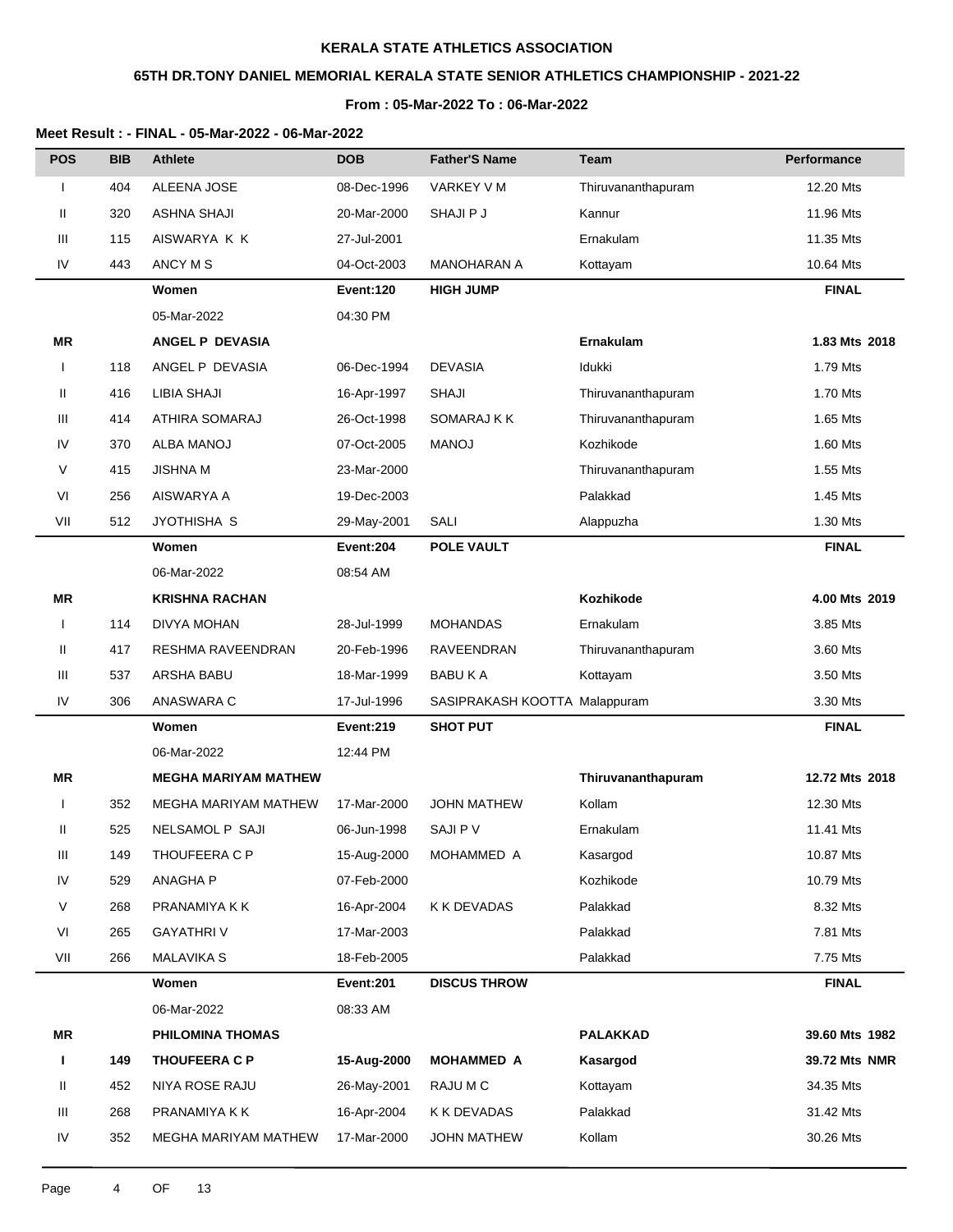KERALA STATE ATHLETICS ASSOCIATION

65TH DR.TONY DANIEL MEMORIAL KERALA STATE SENIOR ATHLETICS CHAMPIONSHIP - 2021-22

From : 05-Mar-2022 To : 06-Mar-2022

**Meet Result : - FINAL - 05-Mar-2022 - 06-Mar-2022**

| POS | BIB | Athlete | DOB | Father'S Name | Team | Performance |
|---|---|---|---|---|---|---|
| I | 404 | ALEENA JOSE | 08-Dec-1996 | VARKEY V M | Thiruvananthapuram | 12.20 Mts |
| II | 320 | ASHNA SHAJI | 20-Mar-2000 | SHAJI P J | Kannur | 11.96 Mts |
| III | 115 | AISWARYA K K | 27-Jul-2001 | | Ernakulam | 11.35 Mts |
| IV | 443 | ANCY M S | 04-Oct-2003 | MANOHARAN A | Kottayam | 10.64 Mts |
| | | **Women** | **Event:120** | **HIGH JUMP** | | **FINAL** |
| | | 05-Mar-2022 | 04:30 PM | | | |
| **MR** | | **ANGEL P DEVASIA** | | | **Ernakulam** | **1.83 Mts 2018** |
| I | 118 | ANGEL P DEVASIA | 06-Dec-1994 | DEVASIA | Idukki | 1.79 Mts |
| II | 416 | LIBIA SHAJI | 16-Apr-1997 | SHAJI | Thiruvananthapuram | 1.70 Mts |
| III | 414 | ATHIRA SOMARAJ | 26-Oct-1998 | SOMARAJ K K | Thiruvananthapuram | 1.65 Mts |
| IV | 370 | ALBA MANOJ | 07-Oct-2005 | MANOJ | Kozhikode | 1.60 Mts |
| V | 415 | JISHNA M | 23-Mar-2000 | | Thiruvananthapuram | 1.55 Mts |
| VI | 256 | AISWARYA A | 19-Dec-2003 | | Palakkad | 1.45 Mts |
| VII | 512 | JYOTHISHA S | 29-May-2001 | SALI | Alappuzha | 1.30 Mts |
| | | **Women** | **Event:204** | **POLE VAULT** | | **FINAL** |
| | | 06-Mar-2022 | 08:54 AM | | | |
| **MR** | | **KRISHNA RACHAN** | | | **Kozhikode** | **4.00 Mts 2019** |
| I | 114 | DIVYA MOHAN | 28-Jul-1999 | MOHANDAS | Ernakulam | 3.85 Mts |
| II | 417 | RESHMA RAVEENDRAN | 20-Feb-1996 | RAVEENDRAN | Thiruvananthapuram | 3.60 Mts |
| III | 537 | ARSHA BABU | 18-Mar-1999 | BABU K A | Kottayam | 3.50 Mts |
| IV | 306 | ANASWARA C | 17-Jul-1996 | SASIPRAKASH KOOTTA | Malappuram | 3.30 Mts |
| | | **Women** | **Event:219** | **SHOT PUT** | | **FINAL** |
| | | 06-Mar-2022 | 12:44 PM | | | |
| **MR** | | **MEGHA MARIYAM MATHEW** | | | **Thiruvananthapuram** | **12.72 Mts 2018** |
| I | 352 | MEGHA MARIYAM MATHEW | 17-Mar-2000 | JOHN MATHEW | Kollam | 12.30 Mts |
| II | 525 | NELSAMOL P SAJI | 06-Jun-1998 | SAJI P V | Ernakulam | 11.41 Mts |
| III | 149 | THOUFEERA C P | 15-Aug-2000 | MOHAMMED A | Kasargod | 10.87 Mts |
| IV | 529 | ANAGHA P | 07-Feb-2000 | | Kozhikode | 10.79 Mts |
| V | 268 | PRANAMIYA K K | 16-Apr-2004 | K K DEVADAS | Palakkad | 8.32 Mts |
| VI | 265 | GAYATHRI V | 17-Mar-2003 | | Palakkad | 7.81 Mts |
| VII | 266 | MALAVIKA S | 18-Feb-2005 | | Palakkad | 7.75 Mts |
| | | **Women** | **Event:201** | **DISCUS THROW** | | **FINAL** |
| | | 06-Mar-2022 | 08:33 AM | | | |
| **MR** | | **PHILOMINA THOMAS** | | | **PALAKKAD** | **39.60 Mts 1982** |
| **I** | **149** | **THOUFEERA C P** | **15-Aug-2000** | **MOHAMMED A** | **Kasargod** | **39.72 Mts NMR** |
| II | 452 | NIYA ROSE RAJU | 26-May-2001 | RAJU M C | Kottayam | 34.35 Mts |
| III | 268 | PRANAMIYA K K | 16-Apr-2004 | K K DEVADAS | Palakkad | 31.42 Mts |
| IV | 352 | MEGHA MARIYAM MATHEW | 17-Mar-2000 | JOHN MATHEW | Kollam | 30.26 Mts |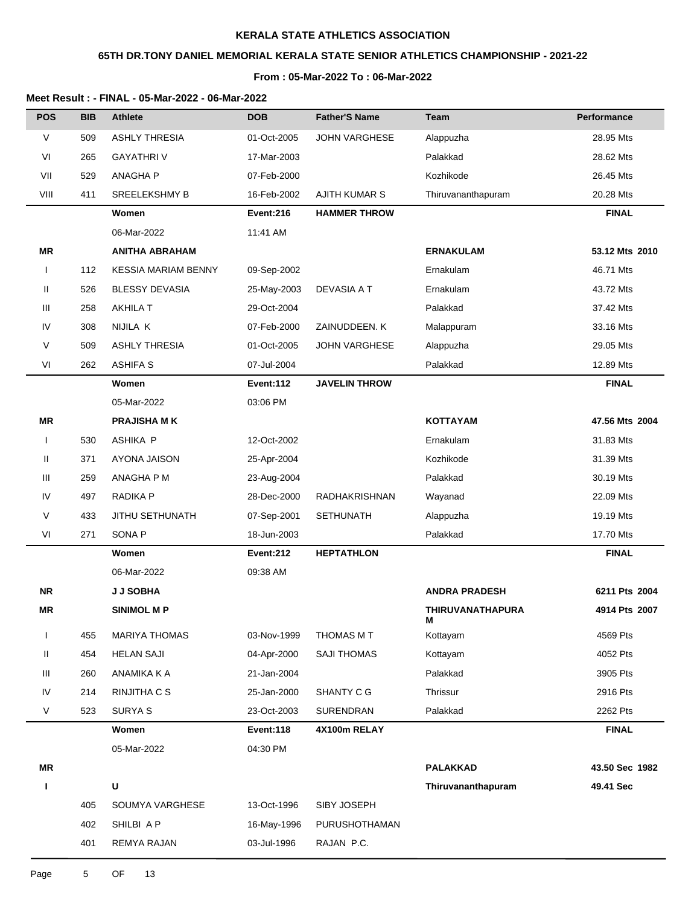**KERALA STATE ATHLETICS ASSOCIATION**

**65TH DR.TONY DANIEL MEMORIAL KERALA STATE SENIOR ATHLETICS CHAMPIONSHIP - 2021-22**

**From : 05-Mar-2022 To : 06-Mar-2022**

**Meet Result : - FINAL - 05-Mar-2022 - 06-Mar-2022**

| POS | BIB | Athlete | DOB | Father'S Name | Team | Performance |
|---|---|---|---|---|---|---|
| V | 509 | ASHLY THRESIA | 01-Oct-2005 | JOHN VARGHESE | Alappuzha | 28.95 Mts |
| VI | 265 | GAYATHRI V | 17-Mar-2003 | | Palakkad | 28.62 Mts |
| VII | 529 | ANAGHA P | 07-Feb-2000 | | Kozhikode | 26.45 Mts |
| VIII | 411 | SREELEKSHMY B | 16-Feb-2002 | AJITH KUMAR S | Thiruvananthapuram | 20.28 Mts |
| | | **Women** | **Event:216** | **HAMMER THROW** | | **FINAL** |
| | | 06-Mar-2022 | 11:41 AM | | | |
| **MR** | | **ANITHA ABRAHAM** | | | **ERNAKULAM** | **53.12 Mts 2010** |
| I | 112 | KESSIA MARIAM BENNY | 09-Sep-2002 | | Ernakulam | 46.71 Mts |
| II | 526 | BLESSY DEVASIA | 25-May-2003 | DEVASIA A T | Ernakulam | 43.72 Mts |
| III | 258 | AKHILA T | 29-Oct-2004 | | Palakkad | 37.42 Mts |
| IV | 308 | NIJILA K | 07-Feb-2000 | ZAINUDDEEN. K | Malappuram | 33.16 Mts |
| V | 509 | ASHLY THRESIA | 01-Oct-2005 | JOHN VARGHESE | Alappuzha | 29.05 Mts |
| VI | 262 | ASHIFA S | 07-Jul-2004 | | Palakkad | 12.89 Mts |
| | | **Women** | **Event:112** | **JAVELIN THROW** | | **FINAL** |
| | | 05-Mar-2022 | 03:06 PM | | | |
| **MR** | | **PRAJISHA M K** | | | **KOTTAYAM** | **47.56 Mts 2004** |
| I | 530 | ASHIKA P | 12-Oct-2002 | | Ernakulam | 31.83 Mts |
| II | 371 | AYONA JAISON | 25-Apr-2004 | | Kozhikode | 31.39 Mts |
| III | 259 | ANAGHA P M | 23-Aug-2004 | | Palakkad | 30.19 Mts |
| IV | 497 | RADIKA P | 28-Dec-2000 | RADHAKRISHNAN | Wayanad | 22.09 Mts |
| V | 433 | JITHU SETHUNATH | 07-Sep-2001 | SETHUNATH | Alappuzha | 19.19 Mts |
| VI | 271 | SONA P | 18-Jun-2003 | | Palakkad | 17.70 Mts |
| | | **Women** | **Event:212** | **HEPTATHLON** | | **FINAL** |
| | | 06-Mar-2022 | 09:38 AM | | | |
| **NR** | | **J J SOBHA** | | | **ANDRA PRADESH** | **6211 Pts 2004** |
| **MR** | | **SINIMOL M P** | | | **THIRUVANATHAPURAM** | **4914 Pts 2007** |
| I | 455 | MARIYA THOMAS | 03-Nov-1999 | THOMAS M T | Kottayam | 4569 Pts |
| II | 454 | HELAN SAJI | 04-Apr-2000 | SAJI THOMAS | Kottayam | 4052 Pts |
| III | 260 | ANAMIKA K A | 21-Jan-2004 | | Palakkad | 3905 Pts |
| IV | 214 | RINJITHA C S | 25-Jan-2000 | SHANTY C G | Thrissur | 2916 Pts |
| V | 523 | SURYA S | 23-Oct-2003 | SURENDRAN | Palakkad | 2262 Pts |
| | | **Women** | **Event:118** | **4X100m RELAY** | | **FINAL** |
| | | 05-Mar-2022 | 04:30 PM | | | |
| **MR** | | | | | **PALAKKAD** | **43.50 Sec 1982** |
| **I** | | **U** | | | **Thiruvananthapuram** | **49.41 Sec** |
| | 405 | SOUMYA VARGHESE | 13-Oct-1996 | SIBY JOSEPH | | |
| | 402 | SHILBI A P | 16-May-1996 | PURUSHOTHAMAN | | |
| | 401 | REMYA RAJAN | 03-Jul-1996 | RAJAN P.C. | | |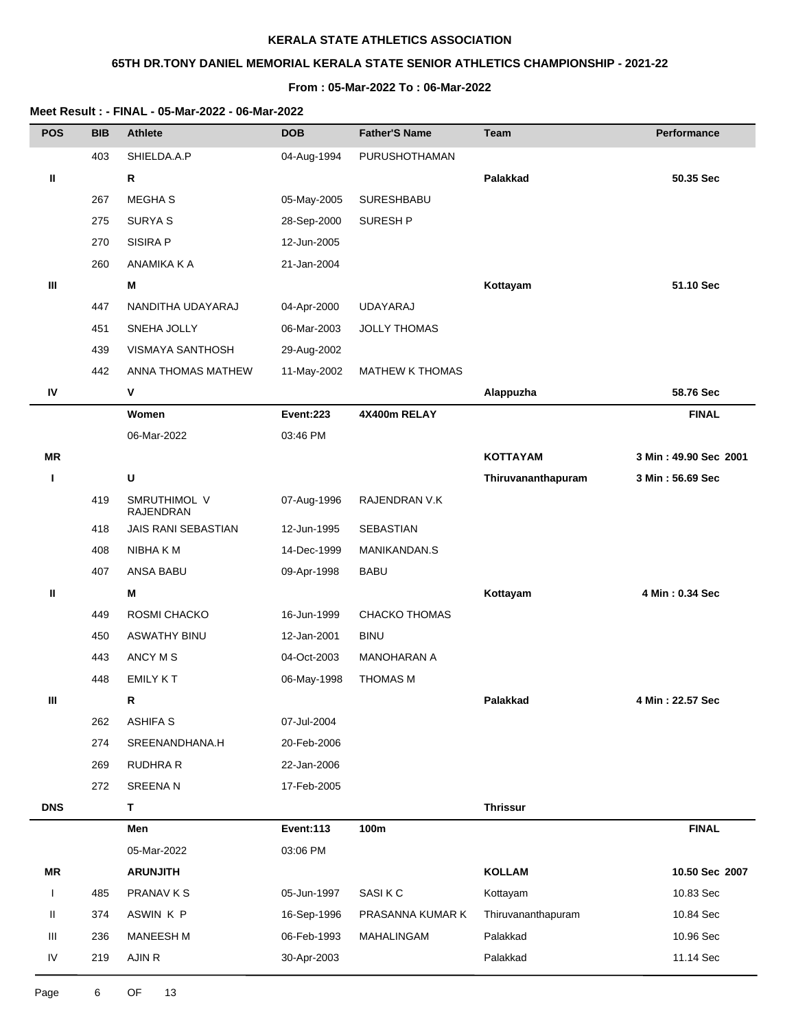**KERALA STATE ATHLETICS ASSOCIATION**

**65TH DR.TONY DANIEL MEMORIAL KERALA STATE SENIOR ATHLETICS CHAMPIONSHIP - 2021-22**

**From : 05-Mar-2022 To : 06-Mar-2022**

**Meet Result : - FINAL - 05-Mar-2022 - 06-Mar-2022**

| POS | BIB | Athlete | DOB | Father'S Name | Team | Performance |
|---|---|---|---|---|---|---|
| | 403 | SHIELDA.A.P | 04-Aug-1994 | PURUSHOTHAMAN | | |
| **II** | | **R** | | | **Palakkad** | **50.35 Sec** |
| | 267 | MEGHA S | 05-May-2005 | SURESHBABU | | |
| | 275 | SURYA S | 28-Sep-2000 | SURESH P | | |
| | 270 | SISIRA P | 12-Jun-2005 | | | |
| | 260 | ANAMIKA K A | 21-Jan-2004 | | | |
| **III** | | **M** | | | **Kottayam** | **51.10 Sec** |
| | 447 | NANDITHA UDAYARAJ | 04-Apr-2000 | UDAYARAJ | | |
| | 451 | SNEHA JOLLY | 06-Mar-2003 | JOLLY THOMAS | | |
| | 439 | VISMAYA SANTHOSH | 29-Aug-2002 | | | |
| | 442 | ANNA THOMAS MATHEW | 11-May-2002 | MATHEW K THOMAS | | |
| **IV** | | **V** | | | **Alappuzha** | **58.76 Sec** |
| | | **Women** | **Event:223** | **4X400m RELAY** | | **FINAL** |
| | | 06-Mar-2022 | 03:46 PM | | | |
| **MR** | | | | | **KOTTAYAM** | **3 Min : 49.90 Sec 2001** |
| **I** | | **U** | | | **Thiruvananthapuram** | **3 Min : 56.69 Sec** |
| | 419 | SMRUTHIMOL V RAJENDRAN | 07-Aug-1996 | RAJENDRAN V.K | | |
| | 418 | JAIS RANI SEBASTIAN | 12-Jun-1995 | SEBASTIAN | | |
| | 408 | NIBHA K M | 14-Dec-1999 | MANIKANDAN.S | | |
| | 407 | ANSA BABU | 09-Apr-1998 | BABU | | |
| **II** | | **M** | | | **Kottayam** | **4 Min : 0.34 Sec** |
| | 449 | ROSMI CHACKO | 16-Jun-1999 | CHACKO THOMAS | | |
| | 450 | ASWATHY BINU | 12-Jan-2001 | BINU | | |
| | 443 | ANCY M S | 04-Oct-2003 | MANOHARAN A | | |
| | 448 | EMILY K T | 06-May-1998 | THOMAS M | | |
| **III** | | **R** | | | **Palakkad** | **4 Min : 22.57 Sec** |
| | 262 | ASHIFA S | 07-Jul-2004 | | | |
| | 274 | SREENANDHANA.H | 20-Feb-2006 | | | |
| | 269 | RUDHRA R | 22-Jan-2006 | | | |
| | 272 | SREENA N | 17-Feb-2005 | | | |
| **DNS** | | **T** | | | **Thrissur** | |
| | | **Men** | **Event:113** | **100m** | | **FINAL** |
| | | 05-Mar-2022 | 03:06 PM | | | |
| **MR** | | **ARUNJITH** | | | **KOLLAM** | **10.50 Sec 2007** |
| I | 485 | PRANAV K S | 05-Jun-1997 | SASI K C | Kottayam | 10.83 Sec |
| II | 374 | ASWIN K P | 16-Sep-1996 | PRASANNA KUMAR K | Thiruvananthapuram | 10.84 Sec |
| III | 236 | MANEESH M | 06-Feb-1993 | MAHALINGAM | Palakkad | 10.96 Sec |
| IV | 219 | AJIN R | 30-Apr-2003 | | Palakkad | 11.14 Sec |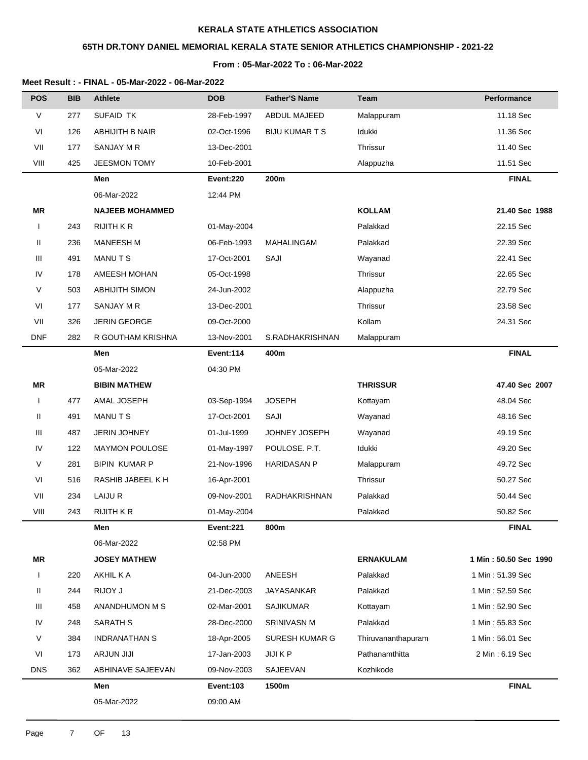**KERALA STATE ATHLETICS ASSOCIATION**

**65TH DR.TONY DANIEL MEMORIAL KERALA STATE SENIOR ATHLETICS CHAMPIONSHIP - 2021-22**

**From : 05-Mar-2022 To : 06-Mar-2022**

**Meet Result : - FINAL - 05-Mar-2022 - 06-Mar-2022**

| POS | BIB | Athlete | DOB | Father'S Name | Team | Performance |
|---|---|---|---|---|---|---|
| V | 277 | SUFAID TK | 28-Feb-1997 | ABDUL MAJEED | Malappuram | 11.18 Sec |
| VI | 126 | ABHIJITH B NAIR | 02-Oct-1996 | BIJU KUMAR T S | Idukki | 11.36 Sec |
| VII | 177 | SANJAY M R | 13-Dec-2001 | | Thrissur | 11.40 Sec |
| VIII | 425 | JEESMON TOMY | 10-Feb-2001 | | Alappuzha | 11.51 Sec |
| | | **Men** | **Event:220** | **200m** | | **FINAL** |
| | | 06-Mar-2022 | 12:44 PM | | | |
| **MR** | | **NAJEEB MOHAMMED** | | | **KOLLAM** | **21.40 Sec 1988** |
| I | 243 | RIJITH K R | 01-May-2004 | | Palakkad | 22.15 Sec |
| II | 236 | MANEESH M | 06-Feb-1993 | MAHALINGAM | Palakkad | 22.39 Sec |
| III | 491 | MANU T S | 17-Oct-2001 | SAJI | Wayanad | 22.41 Sec |
| IV | 178 | AMEESH MOHAN | 05-Oct-1998 | | Thrissur | 22.65 Sec |
| V | 503 | ABHIJITH SIMON | 24-Jun-2002 | | Alappuzha | 22.79 Sec |
| VI | 177 | SANJAY M R | 13-Dec-2001 | | Thrissur | 23.58 Sec |
| VII | 326 | JERIN GEORGE | 09-Oct-2000 | | Kollam | 24.31 Sec |
| DNF | 282 | R GOUTHAM KRISHNA | 13-Nov-2001 | S.RADHAKRISHNAN | Malappuram | |
| | | **Men** | **Event:114** | **400m** | | **FINAL** |
| | | 05-Mar-2022 | 04:30 PM | | | |
| **MR** | | **BIBIN MATHEW** | | | **THRISSUR** | **47.40 Sec 2007** |
| I | 477 | AMAL JOSEPH | 03-Sep-1994 | JOSEPH | Kottayam | 48.04 Sec |
| II | 491 | MANU T S | 17-Oct-2001 | SAJI | Wayanad | 48.16 Sec |
| III | 487 | JERIN JOHNEY | 01-Jul-1999 | JOHNEY JOSEPH | Wayanad | 49.19 Sec |
| IV | 122 | MAYMON POULOSE | 01-May-1997 | POULOSE. P.T. | Idukki | 49.20 Sec |
| V | 281 | BIPIN KUMAR P | 21-Nov-1996 | HARIDASAN P | Malappuram | 49.72 Sec |
| VI | 516 | RASHIB JABEEL K H | 16-Apr-2001 | | Thrissur | 50.27 Sec |
| VII | 234 | LAIJU R | 09-Nov-2001 | RADHAKRISHNAN | Palakkad | 50.44 Sec |
| VIII | 243 | RIJITH K R | 01-May-2004 | | Palakkad | 50.82 Sec |
| | | **Men** | **Event:221** | **800m** | | **FINAL** |
| | | 06-Mar-2022 | 02:58 PM | | | |
| **MR** | | **JOSEY MATHEW** | | | **ERNAKULAM** | **1 Min : 50.50 Sec 1990** |
| I | 220 | AKHIL K A | 04-Jun-2000 | ANEESH | Palakkad | 1 Min : 51.39 Sec |
| II | 244 | RIJOY J | 21-Dec-2003 | JAYASANKAR | Palakkad | 1 Min : 52.59 Sec |
| III | 458 | ANANDHUMON M S | 02-Mar-2001 | SAJIKUMAR | Kottayam | 1 Min : 52.90 Sec |
| IV | 248 | SARATH S | 28-Dec-2000 | SRINIVASN M | Palakkad | 1 Min : 55.83 Sec |
| V | 384 | INDRANATHAN S | 18-Apr-2005 | SURESH KUMAR G | Thiruvananthapuram | 1 Min : 56.01 Sec |
| VI | 173 | ARJUN JIJI | 17-Jan-2003 | JIJI K P | Pathanamthitta | 2 Min : 6.19 Sec |
| DNS | 362 | ABHINAVE SAJEEVAN | 09-Nov-2003 | SAJEEVAN | Kozhikode | |
| | | **Men** | **Event:103** | **1500m** | | **FINAL** |
| | | 05-Mar-2022 | 09:00 AM | | | |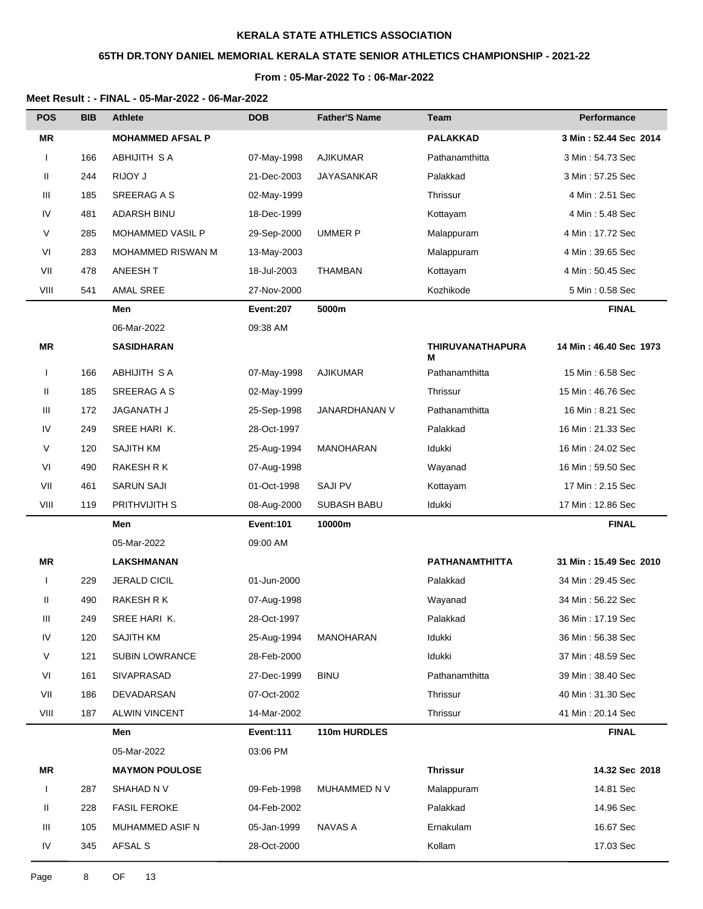# KERALA STATE ATHLETICS ASSOCIATION

## 65TH DR.TONY DANIEL MEMORIAL KERALA STATE SENIOR ATHLETICS CHAMPIONSHIP - 2021-22

### From : 05-Mar-2022 To : 06-Mar-2022

**Meet Result : - FINAL - 05-Mar-2022 - 06-Mar-2022**

| POS | BIB | Athlete | DOB | Father'S Name | Team | Performance |
|---|---|---|---|---|---|---|
| **MR** | | **MOHAMMED AFSAL P** | | | **PALAKKAD** | **3 Min : 52.44 Sec 2014** |
| I | 166 | ABHIJITH S A | 07-May-1998 | AJIKUMAR | Pathanamthitta | 3 Min : 54.73 Sec |
| II | 244 | RIJOY J | 21-Dec-2003 | JAYASANKAR | Palakkad | 3 Min : 57.25 Sec |
| III | 185 | SREERAG A S | 02-May-1999 | | Thrissur | 4 Min : 2.51 Sec |
| IV | 481 | ADARSH BINU | 18-Dec-1999 | | Kottayam | 4 Min : 5.48 Sec |
| V | 285 | MOHAMMED VASIL P | 29-Sep-2000 | UMMER P | Malappuram | 4 Min : 17.72 Sec |
| VI | 283 | MOHAMMED RISWAN M | 13-May-2003 | | Malappuram | 4 Min : 39.65 Sec |
| VII | 478 | ANEESH T | 18-Jul-2003 | THAMBAN | Kottayam | 4 Min : 50.45 Sec |
| VIII | 541 | AMAL SREE | 27-Nov-2000 | | Kozhikode | 5 Min : 0.58 Sec |
| | | **Men** | **Event:207** | **5000m** | | **FINAL** |
| | | 06-Mar-2022 | 09:38 AM | | | |
| **MR** | | **SASIDHARAN** | | | **THIRUVANATHAPURAM** | **14 Min : 46.40 Sec 1973** |
| I | 166 | ABHIJITH S A | 07-May-1998 | AJIKUMAR | Pathanamthitta | 15 Min : 6.58 Sec |
| II | 185 | SREERAG A S | 02-May-1999 | | Thrissur | 15 Min : 46.76 Sec |
| III | 172 | JAGANATH J | 25-Sep-1998 | JANARDHANAN V | Pathanamthitta | 16 Min : 8.21 Sec |
| IV | 249 | SREE HARI K. | 28-Oct-1997 | | Palakkad | 16 Min : 21.33 Sec |
| V | 120 | SAJITH KM | 25-Aug-1994 | MANOHARAN | Idukki | 16 Min : 24.02 Sec |
| VI | 490 | RAKESH R K | 07-Aug-1998 | | Wayanad | 16 Min : 59.50 Sec |
| VII | 461 | SARUN SAJI | 01-Oct-1998 | SAJI PV | Kottayam | 17 Min : 2.15 Sec |
| VIII | 119 | PRITHVIJITH S | 08-Aug-2000 | SUBASH BABU | Idukki | 17 Min : 12.86 Sec |
| | | **Men** | **Event:101** | **10000m** | | **FINAL** |
| | | 05-Mar-2022 | 09:00 AM | | | |
| **MR** | | **LAKSHMANAN** | | | **PATHANAMTHITTA** | **31 Min : 15.49 Sec 2010** |
| I | 229 | JERALD CICIL | 01-Jun-2000 | | Palakkad | 34 Min : 29.45 Sec |
| II | 490 | RAKESH R K | 07-Aug-1998 | | Wayanad | 34 Min : 56.22 Sec |
| III | 249 | SREE HARI K. | 28-Oct-1997 | | Palakkad | 36 Min : 17.19 Sec |
| IV | 120 | SAJITH KM | 25-Aug-1994 | MANOHARAN | Idukki | 36 Min : 56.38 Sec |
| V | 121 | SUBIN LOWRANCE | 28-Feb-2000 | | Idukki | 37 Min : 48.59 Sec |
| VI | 161 | SIVAPRASAD | 27-Dec-1999 | BINU | Pathanamthitta | 39 Min : 38.40 Sec |
| VII | 186 | DEVADARSAN | 07-Oct-2002 | | Thrissur | 40 Min : 31.30 Sec |
| VIII | 187 | ALWIN VINCENT | 14-Mar-2002 | | Thrissur | 41 Min : 20.14 Sec |
| | | **Men** | **Event:111** | **110m HURDLES** | | **FINAL** |
| | | 05-Mar-2022 | 03:06 PM | | | |
| **MR** | | **MAYMON POULOSE** | | | **Thrissur** | **14.32 Sec 2018** |
| I | 287 | SHAHAD N V | 09-Feb-1998 | MUHAMMED N V | Malappuram | 14.81 Sec |
| II | 228 | FASIL FEROKE | 04-Feb-2002 | | Palakkad | 14.96 Sec |
| III | 105 | MUHAMMED ASIF N | 05-Jan-1999 | NAVAS A | Ernakulam | 16.67 Sec |
| IV | 345 | AFSAL S | 28-Oct-2000 | | Kollam | 17.03 Sec |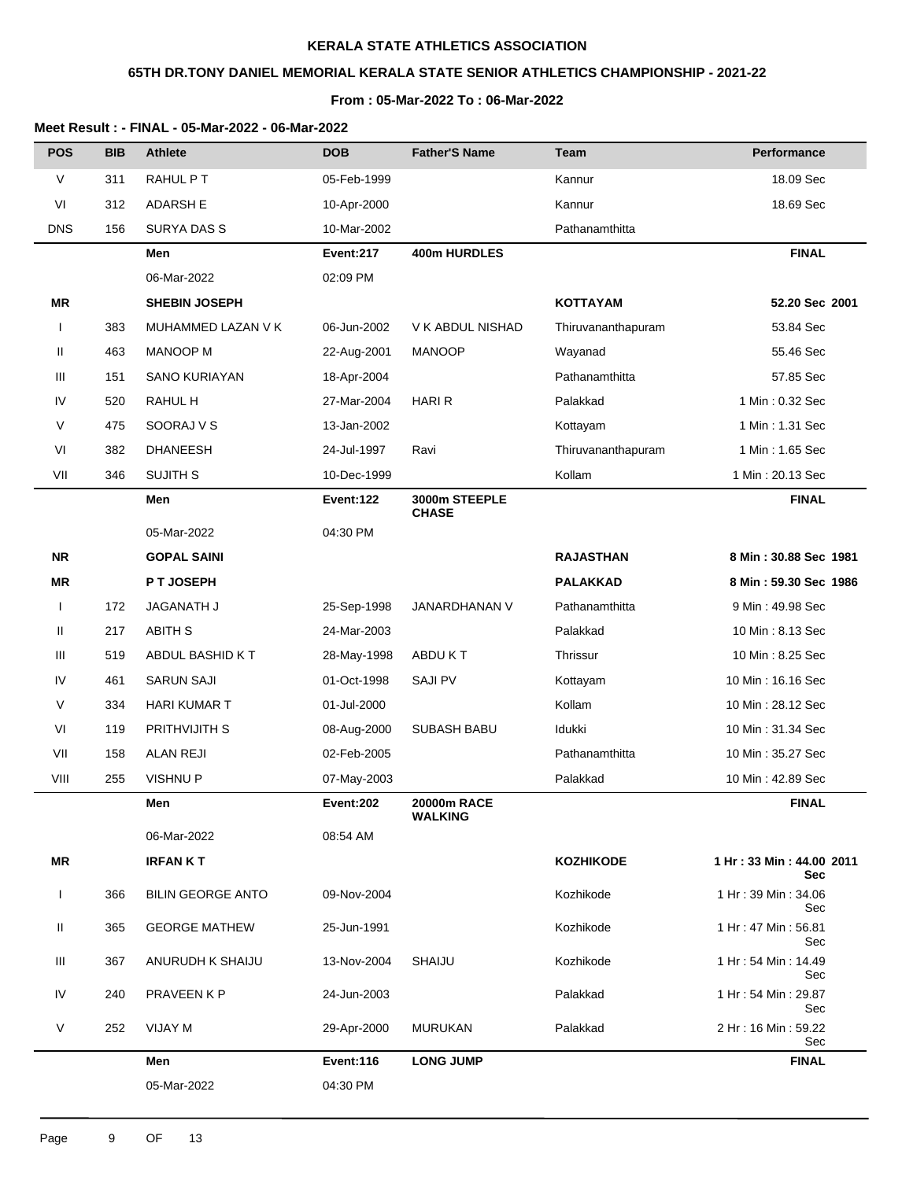**KERALA STATE ATHLETICS ASSOCIATION**

**65TH DR.TONY DANIEL MEMORIAL KERALA STATE SENIOR ATHLETICS CHAMPIONSHIP - 2021-22**

**From : 05-Mar-2022 To : 06-Mar-2022**

**Meet Result : - FINAL - 05-Mar-2022 - 06-Mar-2022**

| POS | BIB | Athlete | DOB | Father'S Name | Team | Performance |
|---|---|---|---|---|---|---|
| V | 311 | RAHUL P T | 05-Feb-1999 | | Kannur | 18.09 Sec |
| VI | 312 | ADARSH E | 10-Apr-2000 | | Kannur | 18.69 Sec |
| DNS | 156 | SURYA DAS S | 10-Mar-2002 | | Pathanamthitta | |
| | | **Men** | **Event:217** | **400m HURDLES** | | **FINAL** |
| | | 06-Mar-2022 | 02:09 PM | | | |
| **MR** | | **SHEBIN JOSEPH** | | | **KOTTAYAM** | **52.20 Sec 2001** |
| I | 383 | MUHAMMED LAZAN V K | 06-Jun-2002 | V K ABDUL NISHAD | Thiruvananthapuram | 53.84 Sec |
| II | 463 | MANOOP M | 22-Aug-2001 | MANOOP | Wayanad | 55.46 Sec |
| III | 151 | SANO KURIAYAN | 18-Apr-2004 | | Pathanamthitta | 57.85 Sec |
| IV | 520 | RAHUL H | 27-Mar-2004 | HARI R | Palakkad | 1 Min : 0.32 Sec |
| V | 475 | SOORAJ V S | 13-Jan-2002 | | Kottayam | 1 Min : 1.31 Sec |
| VI | 382 | DHANEESH | 24-Jul-1997 | Ravi | Thiruvananthapuram | 1 Min : 1.65 Sec |
| VII | 346 | SUJITH S | 10-Dec-1999 | | Kollam | 1 Min : 20.13 Sec |
| | | **Men** | **Event:122** | **3000m STEEPLE CHASE** | | **FINAL** |
| | | 05-Mar-2022 | 04:30 PM | | | |
| **NR** | | **GOPAL SAINI** | | | **RAJASTHAN** | **8 Min : 30.88 Sec 1981** |
| **MR** | | **P T JOSEPH** | | | **PALAKKAD** | **8 Min : 59.30 Sec 1986** |
| I | 172 | JAGANATH J | 25-Sep-1998 | JANARDHANAN V | Pathanamthitta | 9 Min : 49.98 Sec |
| II | 217 | ABITH S | 24-Mar-2003 | | Palakkad | 10 Min : 8.13 Sec |
| III | 519 | ABDUL BASHID K T | 28-May-1998 | ABDU K T | Thrissur | 10 Min : 8.25 Sec |
| IV | 461 | SARUN SAJI | 01-Oct-1998 | SAJI PV | Kottayam | 10 Min : 16.16 Sec |
| V | 334 | HARI KUMAR T | 01-Jul-2000 | | Kollam | 10 Min : 28.12 Sec |
| VI | 119 | PRITHVIJITH S | 08-Aug-2000 | SUBASH BABU | Idukki | 10 Min : 31.34 Sec |
| VII | 158 | ALAN REJI | 02-Feb-2005 | | Pathanamthitta | 10 Min : 35.27 Sec |
| VIII | 255 | VISHNU P | 07-May-2003 | | Palakkad | 10 Min : 42.89 Sec |
| | | **Men** | **Event:202** | **20000m RACE WALKING** | | **FINAL** |
| | | 06-Mar-2022 | 08:54 AM | | | |
| **MR** | | **IRFAN K T** | | | **KOZHIKODE** | **1 Hr : 33 Min : 44.00 Sec 2011** |
| I | 366 | BILIN GEORGE ANTO | 09-Nov-2004 | | Kozhikode | 1 Hr : 39 Min : 34.06 Sec |
| II | 365 | GEORGE MATHEW | 25-Jun-1991 | | Kozhikode | 1 Hr : 47 Min : 56.81 Sec |
| III | 367 | ANURUDH K SHAIJU | 13-Nov-2004 | SHAIJU | Kozhikode | 1 Hr : 54 Min : 14.49 Sec |
| IV | 240 | PRAVEEN K P | 24-Jun-2003 | | Palakkad | 1 Hr : 54 Min : 29.87 Sec |
| V | 252 | VIJAY M | 29-Apr-2000 | MURUKAN | Palakkad | 2 Hr : 16 Min : 59.22 Sec |
| | | **Men** | **Event:116** | **LONG JUMP** | | **FINAL** |
| | | 05-Mar-2022 | 04:30 PM | | | |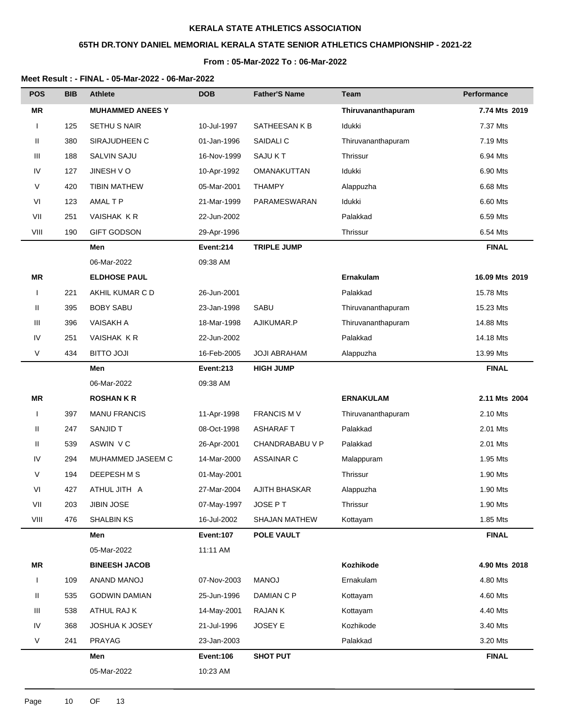**KERALA STATE ATHLETICS ASSOCIATION**

**65TH DR.TONY DANIEL MEMORIAL KERALA STATE SENIOR ATHLETICS CHAMPIONSHIP - 2021-22**

**From : 05-Mar-2022 To : 06-Mar-2022**

**Meet Result : - FINAL - 05-Mar-2022 - 06-Mar-2022**

| POS | BIB | Athlete | DOB | Father'S Name | Team | Performance |
|---|---|---|---|---|---|---|
| **MR** | | **MUHAMMED ANEES Y** | | | **Thiruvananthapuram** | **7.74 Mts 2019** |
| I | 125 | SETHU S NAIR | 10-Jul-1997 | SATHEESAN K B | Idukki | 7.37 Mts |
| II | 380 | SIRAJUDHEEN C | 01-Jan-1996 | SAIDALI C | Thiruvananthapuram | 7.19 Mts |
| III | 188 | SALVIN SAJU | 16-Nov-1999 | SAJU K T | Thrissur | 6.94 Mts |
| IV | 127 | JINESH V O | 10-Apr-1992 | OMANAKUTTAN | Idukki | 6.90 Mts |
| V | 420 | TIBIN MATHEW | 05-Mar-2001 | THAMPY | Alappuzha | 6.68 Mts |
| VI | 123 | AMAL T P | 21-Mar-1999 | PARAMESWARAN | Idukki | 6.60 Mts |
| VII | 251 | VAISHAK K R | 22-Jun-2002 | | Palakkad | 6.59 Mts |
| VIII | 190 | GIFT GODSON | 29-Apr-1996 | | Thrissur | 6.54 Mts |
| | | **Men** | **Event:214** | **TRIPLE JUMP** | | **FINAL** |
| | | 06-Mar-2022 | 09:38 AM | | | |
| **MR** | | **ELDHOSE PAUL** | | | **Ernakulam** | **16.09 Mts 2019** |
| I | 221 | AKHIL KUMAR C D | 26-Jun-2001 | | Palakkad | 15.78 Mts |
| II | 395 | BOBY SABU | 23-Jan-1998 | SABU | Thiruvananthapuram | 15.23 Mts |
| III | 396 | VAISAKH A | 18-Mar-1998 | AJIKUMAR.P | Thiruvananthapuram | 14.88 Mts |
| IV | 251 | VAISHAK K R | 22-Jun-2002 | | Palakkad | 14.18 Mts |
| V | 434 | BITTO JOJI | 16-Feb-2005 | JOJI ABRAHAM | Alappuzha | 13.99 Mts |
| | | **Men** | **Event:213** | **HIGH JUMP** | | **FINAL** |
| | | 06-Mar-2022 | 09:38 AM | | | |
| **MR** | | **ROSHAN K R** | | | **ERNAKULAM** | **2.11 Mts 2004** |
| I | 397 | MANU FRANCIS | 11-Apr-1998 | FRANCIS M V | Thiruvananthapuram | 2.10 Mts |
| II | 247 | SANJID T | 08-Oct-1998 | ASHARAF T | Palakkad | 2.01 Mts |
| II | 539 | ASWIN V C | 26-Apr-2001 | CHANDRABABU V P | Palakkad | 2.01 Mts |
| IV | 294 | MUHAMMED JASEEM C | 14-Mar-2000 | ASSAINAR C | Malappuram | 1.95 Mts |
| V | 194 | DEEPESH M S | 01-May-2001 | | Thrissur | 1.90 Mts |
| VI | 427 | ATHUL JITH A | 27-Mar-2004 | AJITH BHASKAR | Alappuzha | 1.90 Mts |
| VII | 203 | JIBIN JOSE | 07-May-1997 | JOSE P T | Thrissur | 1.90 Mts |
| VIII | 476 | SHALBIN KS | 16-Jul-2002 | SHAJAN MATHEW | Kottayam | 1.85 Mts |
| | | **Men** | **Event:107** | **POLE VAULT** | | **FINAL** |
| | | 05-Mar-2022 | 11:11 AM | | | |
| **MR** | | **BINEESH JACOB** | | | **Kozhikode** | **4.90 Mts 2018** |
| I | 109 | ANAND MANOJ | 07-Nov-2003 | MANOJ | Ernakulam | 4.80 Mts |
| II | 535 | GODWIN DAMIAN | 25-Jun-1996 | DAMIAN C P | Kottayam | 4.60 Mts |
| III | 538 | ATHUL RAJ K | 14-May-2001 | RAJAN K | Kottayam | 4.40 Mts |
| IV | 368 | JOSHUA K JOSEY | 21-Jul-1996 | JOSEY E | Kozhikode | 3.40 Mts |
| V | 241 | PRAYAG | 23-Jan-2003 | | Palakkad | 3.20 Mts |
| | | **Men** | **Event:106** | **SHOT PUT** | | **FINAL** |
| | | 05-Mar-2022 | 10:23 AM | | | |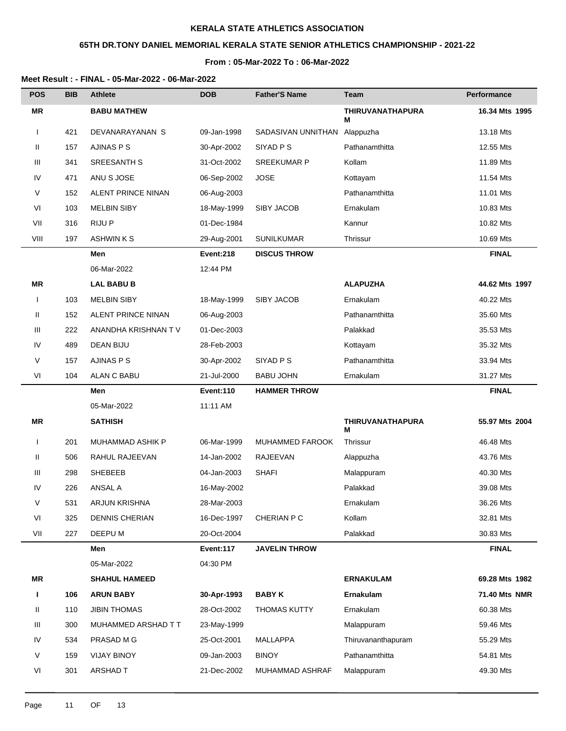**KERALA STATE ATHLETICS ASSOCIATION**

**65TH DR.TONY DANIEL MEMORIAL KERALA STATE SENIOR ATHLETICS CHAMPIONSHIP - 2021-22**

**From : 05-Mar-2022 To : 06-Mar-2022**

**Meet Result : - FINAL - 05-Mar-2022 - 06-Mar-2022**

| POS | BIB | Athlete | DOB | Father'S Name | Team | Performance |
|---|---|---|---|---|---|---|
| **MR** | | **BABU MATHEW** | | | **THIRUVANATHAPURAM** | **16.34 Mts 1995** |
| I | 421 | DEVANARAYANAN S | 09-Jan-1998 | SADASIVAN UNNITHAN | Alappuzha | 13.18 Mts |
| II | 157 | AJINAS P S | 30-Apr-2002 | SIYAD P S | Pathanamthitta | 12.55 Mts |
| III | 341 | SREESANTH S | 31-Oct-2002 | SREEKUMAR P | Kollam | 11.89 Mts |
| IV | 471 | ANU S JOSE | 06-Sep-2002 | JOSE | Kottayam | 11.54 Mts |
| V | 152 | ALENT PRINCE NINAN | 06-Aug-2003 | | Pathanamthitta | 11.01 Mts |
| VI | 103 | MELBIN SIBY | 18-May-1999 | SIBY JACOB | Ernakulam | 10.83 Mts |
| VII | 316 | RIJU P | 01-Dec-1984 | | Kannur | 10.82 Mts |
| VIII | 197 | ASHWIN K S | 29-Aug-2001 | SUNILKUMAR | Thrissur | 10.69 Mts |
| | | **Men** | **Event:218** | **DISCUS THROW** | | **FINAL** |
| | | 06-Mar-2022 | 12:44 PM | | | |
| **MR** | | **LAL BABU B** | | | **ALAPUZHA** | **44.62 Mts 1997** |
| I | 103 | MELBIN SIBY | 18-May-1999 | SIBY JACOB | Ernakulam | 40.22 Mts |
| II | 152 | ALENT PRINCE NINAN | 06-Aug-2003 | | Pathanamthitta | 35.60 Mts |
| III | 222 | ANANDHA KRISHNAN T V | 01-Dec-2003 | | Palakkad | 35.53 Mts |
| IV | 489 | DEAN BIJU | 28-Feb-2003 | | Kottayam | 35.32 Mts |
| V | 157 | AJINAS P S | 30-Apr-2002 | SIYAD P S | Pathanamthitta | 33.94 Mts |
| VI | 104 | ALAN C BABU | 21-Jul-2000 | BABU JOHN | Ernakulam | 31.27 Mts |
| | | **Men** | **Event:110** | **HAMMER THROW** | | **FINAL** |
| | | 05-Mar-2022 | 11:11 AM | | | |
| **MR** | | **SATHISH** | | | **THIRUVANATHAPURAM** | **55.97 Mts 2004** |
| I | 201 | MUHAMMAD ASHIK P | 06-Mar-1999 | MUHAMMED FAROOK | Thrissur | 46.48 Mts |
| II | 506 | RAHUL RAJEEVAN | 14-Jan-2002 | RAJEEVAN | Alappuzha | 43.76 Mts |
| III | 298 | SHEBEEB | 04-Jan-2003 | SHAFI | Malappuram | 40.30 Mts |
| IV | 226 | ANSAL A | 16-May-2002 | | Palakkad | 39.08 Mts |
| V | 531 | ARJUN KRISHNA | 28-Mar-2003 | | Ernakulam | 36.26 Mts |
| VI | 325 | DENNIS CHERIAN | 16-Dec-1997 | CHERIAN P C | Kollam | 32.81 Mts |
| VII | 227 | DEEPU M | 20-Oct-2004 | | Palakkad | 30.83 Mts |
| | | **Men** | **Event:117** | **JAVELIN THROW** | | **FINAL** |
| | | 05-Mar-2022 | 04:30 PM | | | |
| **MR** | | **SHAHUL HAMEED** | | | **ERNAKULAM** | **69.28 Mts 1982** |
| **I** | **106** | **ARUN BABY** | **30-Apr-1993** | **BABY K** | **Ernakulam** | **71.40 Mts NMR** |
| II | 110 | JIBIN THOMAS | 28-Oct-2002 | THOMAS KUTTY | Ernakulam | 60.38 Mts |
| III | 300 | MUHAMMED ARSHAD T T | 23-May-1999 | | Malappuram | 59.46 Mts |
| IV | 534 | PRASAD M G | 25-Oct-2001 | MALLAPPA | Thiruvananthapuram | 55.29 Mts |
| V | 159 | VIJAY BINOY | 09-Jan-2003 | BINOY | Pathanamthitta | 54.81 Mts |
| VI | 301 | ARSHAD T | 21-Dec-2002 | MUHAMMAD ASHRAF | Malappuram | 49.30 Mts |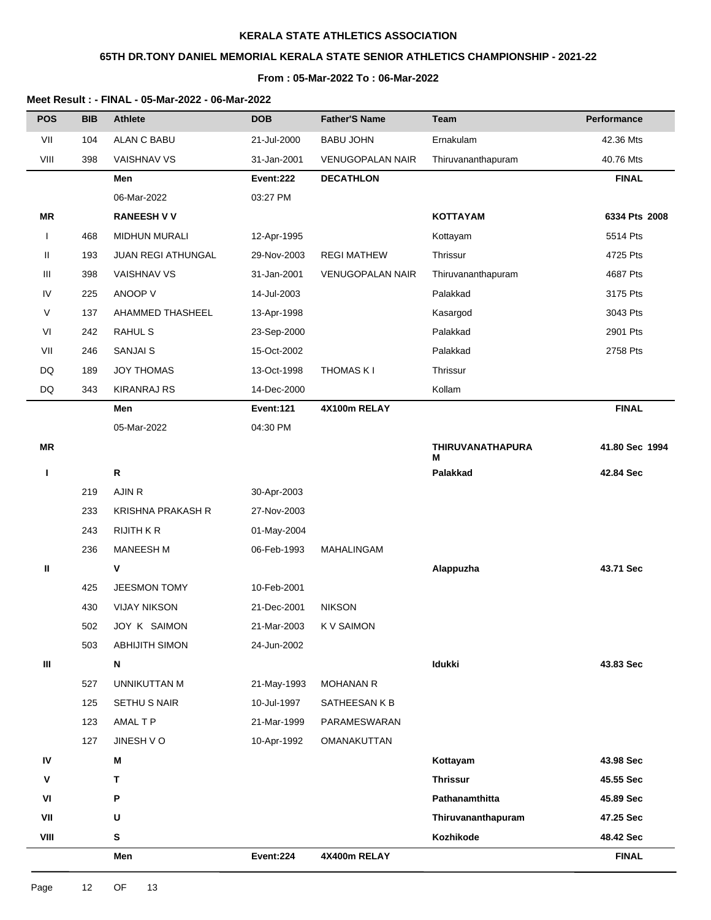**KERALA STATE ATHLETICS ASSOCIATION**

**65TH DR.TONY DANIEL MEMORIAL KERALA STATE SENIOR ATHLETICS CHAMPIONSHIP - 2021-22**

**From : 05-Mar-2022 To : 06-Mar-2022**

**Meet Result : - FINAL - 05-Mar-2022 - 06-Mar-2022**

| POS | BIB | Athlete | DOB | Father'S Name | Team | Performance |
|---|---|---|---|---|---|---|
| VII | 104 | ALAN C BABU | 21-Jul-2000 | BABU JOHN | Ernakulam | 42.36 Mts |
| VIII | 398 | VAISHNAV VS | 31-Jan-2001 | VENUGOPALAN NAIR | Thiruvananthapuram | 40.76 Mts |
| | | **Men** | **Event:222** | **DECATHLON** | | **FINAL** |
| | | 06-Mar-2022 | 03:27 PM | | | |
| **MR** | | **RANEESH V V** | | | **KOTTAYAM** | **6334 Pts 2008** |
| I | 468 | MIDHUN MURALI | 12-Apr-1995 | | Kottayam | 5514 Pts |
| II | 193 | JUAN REGI ATHUNGAL | 29-Nov-2003 | REGI MATHEW | Thrissur | 4725 Pts |
| III | 398 | VAISHNAV VS | 31-Jan-2001 | VENUGOPALAN NAIR | Thiruvananthapuram | 4687 Pts |
| IV | 225 | ANOOP V | 14-Jul-2003 | | Palakkad | 3175 Pts |
| V | 137 | AHAMMED THASHEEL | 13-Apr-1998 | | Kasargod | 3043 Pts |
| VI | 242 | RAHUL S | 23-Sep-2000 | | Palakkad | 2901 Pts |
| VII | 246 | SANJAI S | 15-Oct-2002 | | Palakkad | 2758 Pts |
| DQ | 189 | JOY THOMAS | 13-Oct-1998 | THOMAS K I | Thrissur | |
| DQ | 343 | KIRANRAJ RS | 14-Dec-2000 | | Kollam | |
| | | **Men** | **Event:121** | **4X100m RELAY** | | **FINAL** |
| | | 05-Mar-2022 | 04:30 PM | | | |
| **MR** | | | | | **THIRUVANATHAPURAM** | **41.80 Sec 1994** |
| **I** | | **R** | | | **Palakkad** | **42.84 Sec** |
| | 219 | AJIN R | 30-Apr-2003 | | | |
| | 233 | KRISHNA PRAKASH R | 27-Nov-2003 | | | |
| | 243 | RIJITH K R | 01-May-2004 | | | |
| | 236 | MANEESH M | 06-Feb-1993 | MAHALINGAM | | |
| **II** | | **V** | | | **Alappuzha** | **43.71 Sec** |
| | 425 | JEESMON TOMY | 10-Feb-2001 | | | |
| | 430 | VIJAY NIKSON | 21-Dec-2001 | NIKSON | | |
| | 502 | JOY K SAIMON | 21-Mar-2003 | K V SAIMON | | |
| | 503 | ABHIJITH SIMON | 24-Jun-2002 | | | |
| **III** | | **N** | | | **Idukki** | **43.83 Sec** |
| | 527 | UNNIKUTTAN M | 21-May-1993 | MOHANAN R | | |
| | 125 | SETHU S NAIR | 10-Jul-1997 | SATHEESAN K B | | |
| | 123 | AMAL T P | 21-Mar-1999 | PARAMESWARAN | | |
| | 127 | JINESH V O | 10-Apr-1992 | OMANAKUTTAN | | |
| **IV** | | **M** | | | **Kottayam** | **43.98 Sec** |
| **V** | | **T** | | | **Thrissur** | **45.55 Sec** |
| **VI** | | **P** | | | **Pathanamthitta** | **45.89 Sec** |
| **VII** | | **U** | | | **Thiruvananthapuram** | **47.25 Sec** |
| **VIII** | | **S** | | | **Kozhikode** | **48.42 Sec** |
| | | **Men** | **Event:224** | **4X400m RELAY** | | **FINAL** |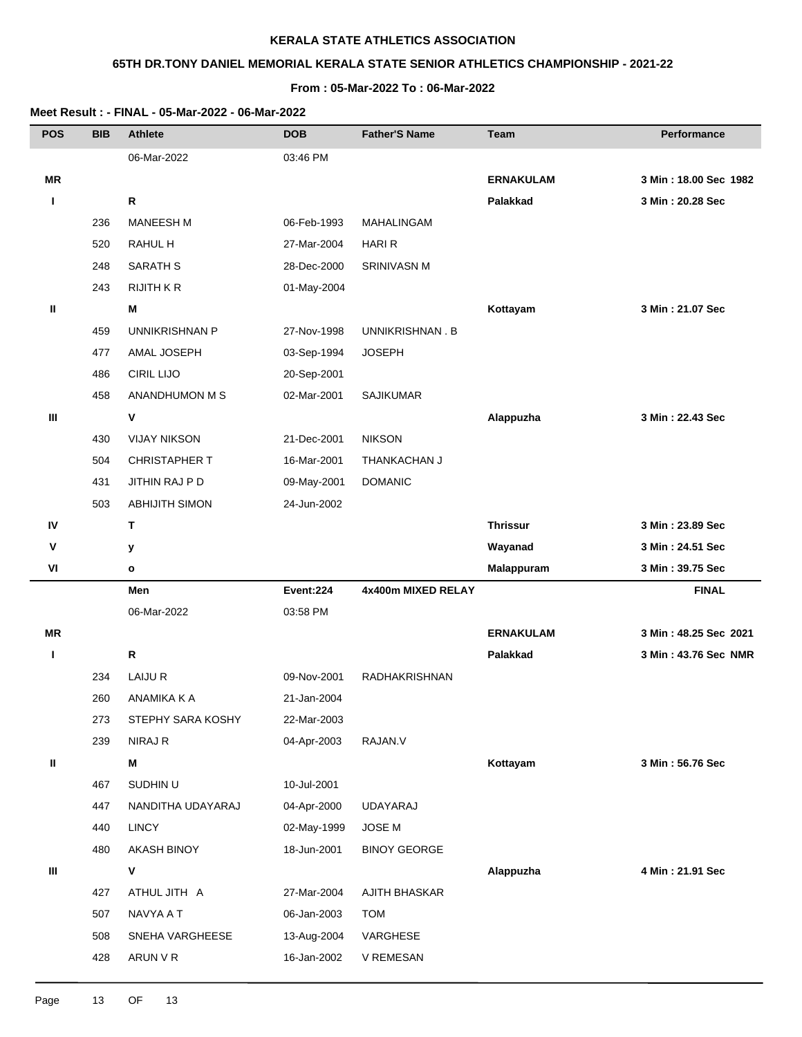**KERALA STATE ATHLETICS ASSOCIATION**

**65TH DR.TONY DANIEL MEMORIAL KERALA STATE SENIOR ATHLETICS CHAMPIONSHIP - 2021-22**

**From : 05-Mar-2022 To : 06-Mar-2022**

**Meet Result : - FINAL - 05-Mar-2022 - 06-Mar-2022**

| POS | BIB | Athlete | DOB | Father'S Name | Team | Performance |
|---|---|---|---|---|---|---|
| | | 06-Mar-2022 | 03:46 PM | | | |
| **MR** | | | | | **ERNAKULAM** | **3 Min : 18.00 Sec 1982** |
| **I** | | **R** | | | **Palakkad** | **3 Min : 20.28 Sec** |
| | 236 | MANEESH M | 06-Feb-1993 | MAHALINGAM | | |
| | 520 | RAHUL H | 27-Mar-2004 | HARI R | | |
| | 248 | SARATH S | 28-Dec-2000 | SRINIVASN M | | |
| | 243 | RIJITH K R | 01-May-2004 | | | |
| **II** | | **M** | | | **Kottayam** | **3 Min : 21.07 Sec** |
| | 459 | UNNIKRISHNAN P | 27-Nov-1998 | UNNIKRISHNAN . B | | |
| | 477 | AMAL JOSEPH | 03-Sep-1994 | JOSEPH | | |
| | 486 | CIRIL LIJO | 20-Sep-2001 | | | |
| | 458 | ANANDHUMON M S | 02-Mar-2001 | SAJIKUMAR | | |
| **III** | | **V** | | | **Alappuzha** | **3 Min : 22.43 Sec** |
| | 430 | VIJAY NIKSON | 21-Dec-2001 | NIKSON | | |
| | 504 | CHRISTAPHER T | 16-Mar-2001 | THANKACHAN J | | |
| | 431 | JITHIN RAJ P D | 09-May-2001 | DOMANIC | | |
| | 503 | ABHIJITH SIMON | 24-Jun-2002 | | | |
| **IV** | | **T** | | | **Thrissur** | **3 Min : 23.89 Sec** |
| **V** | | **y** | | | **Wayanad** | **3 Min : 24.51 Sec** |
| **VI** | | **o** | | | **Malappuram** | **3 Min : 39.75 Sec** |
| | | **Men** | **Event:224** | **4x400m MIXED RELAY** | | **FINAL** |
| | | 06-Mar-2022 | 03:58 PM | | | |
| **MR** | | | | | **ERNAKULAM** | **3 Min : 48.25 Sec 2021** |
| **I** | | **R** | | | **Palakkad** | **3 Min : 43.76 Sec NMR** |
| | 234 | LAIJU R | 09-Nov-2001 | RADHAKRISHNAN | | |
| | 260 | ANAMIKA K A | 21-Jan-2004 | | | |
| | 273 | STEPHY SARA KOSHY | 22-Mar-2003 | | | |
| | 239 | NIRAJ R | 04-Apr-2003 | RAJAN.V | | |
| **II** | | **M** | | | **Kottayam** | **3 Min : 56.76 Sec** |
| | 467 | SUDHIN U | 10-Jul-2001 | | | |
| | 447 | NANDITHA UDAYARAJ | 04-Apr-2000 | UDAYARAJ | | |
| | 440 | LINCY | 02-May-1999 | JOSE M | | |
| | 480 | AKASH BINOY | 18-Jun-2001 | BINOY GEORGE | | |
| **III** | | **V** | | | **Alappuzha** | **4 Min : 21.91 Sec** |
| | 427 | ATHUL JITH A | 27-Mar-2004 | AJITH BHASKAR | | |
| | 507 | NAVYA A T | 06-Jan-2003 | TOM | | |
| | 508 | SNEHA VARGHEESE | 13-Aug-2004 | VARGHESE | | |
| | 428 | ARUN V R | 16-Jan-2002 | V REMESAN | | |